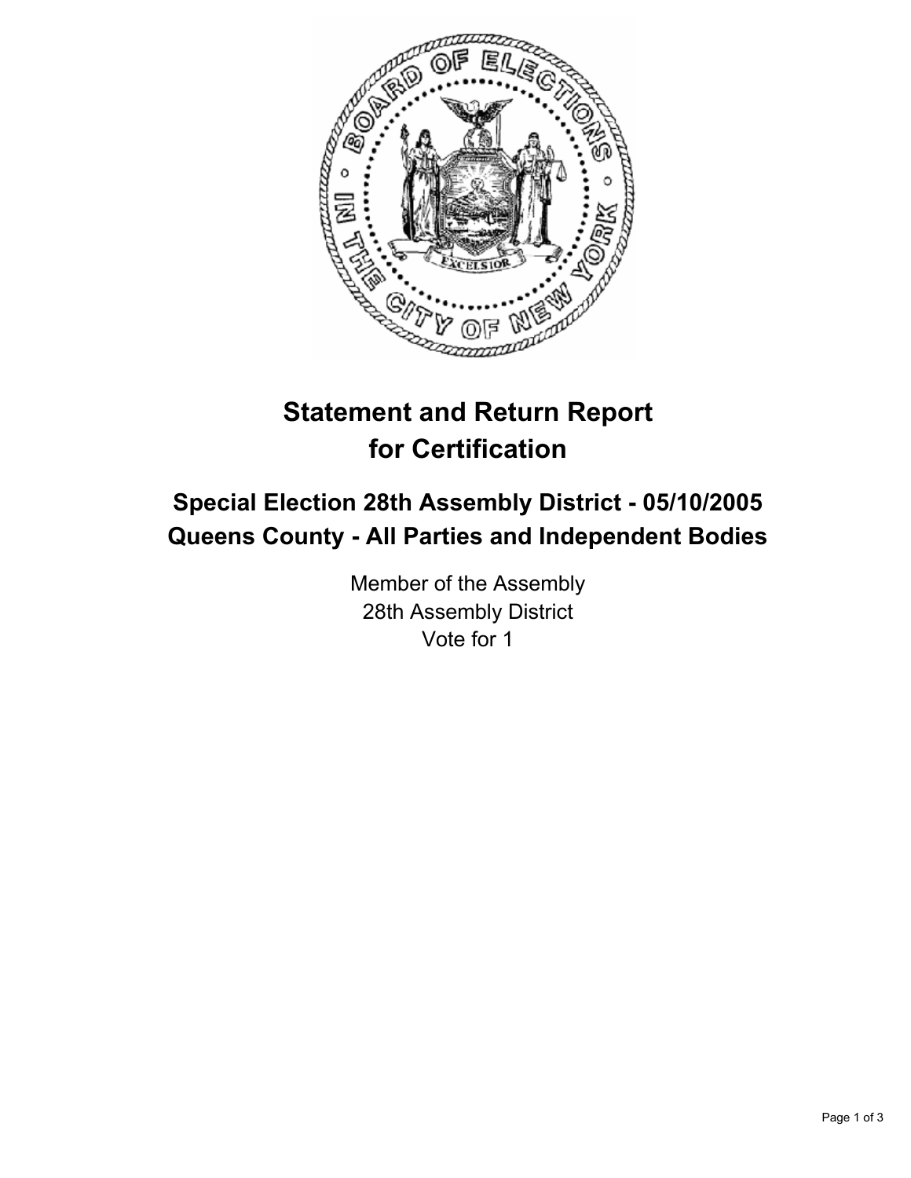# Statement and Return Report for Certification

## Special Election 28th Assembly District - 05/10/2005
## Queens County - All Parties and Independent Bodies

Member of the Assembly
28th Assembly District
Vote for 1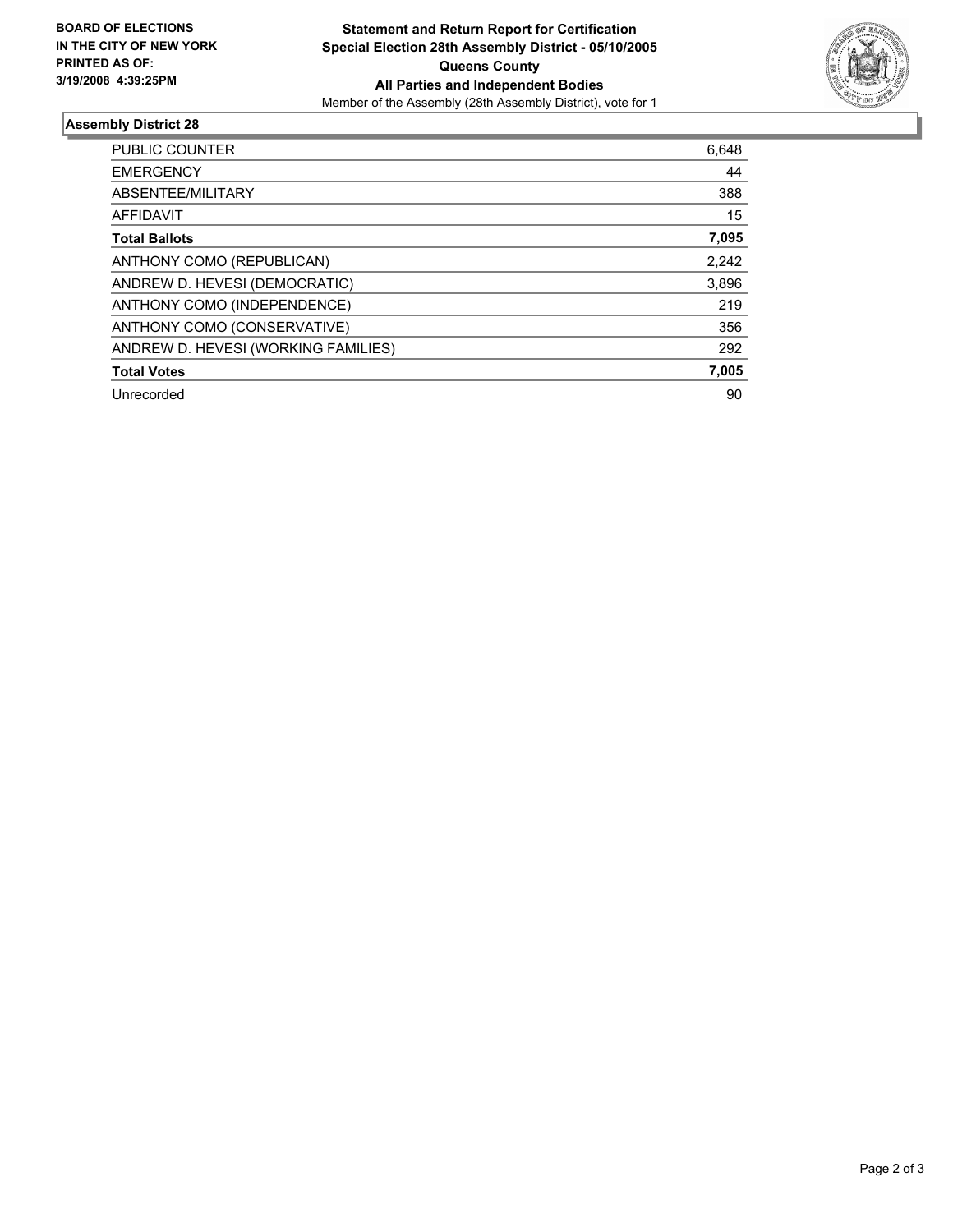**BOARD OF ELECTIONS**
**IN THE CITY OF NEW YORK**
**PRINTED AS OF:**
**3/19/2008 4:39:25PM**

**Statement and Return Report for Certification**
**Special Election 28th Assembly District - 05/10/2005**
**Queens County**
**All Parties and Independent Bodies**
Member of the Assembly (28th Assembly District), vote for 1

## Assembly District 28

| | |
|---|---|
| PUBLIC COUNTER | 6,648 |
| EMERGENCY | 44 |
| ABSENTEE/MILITARY | 388 |
| AFFIDAVIT | 15 |
| **Total Ballots** | **7,095** |
| ANTHONY COMO (REPUBLICAN) | 2,242 |
| ANDREW D. HEVESI (DEMOCRATIC) | 3,896 |
| ANTHONY COMO (INDEPENDENCE) | 219 |
| ANTHONY COMO (CONSERVATIVE) | 356 |
| ANDREW D. HEVESI (WORKING FAMILIES) | 292 |
| **Total Votes** | **7,005** |
| Unrecorded | 90 |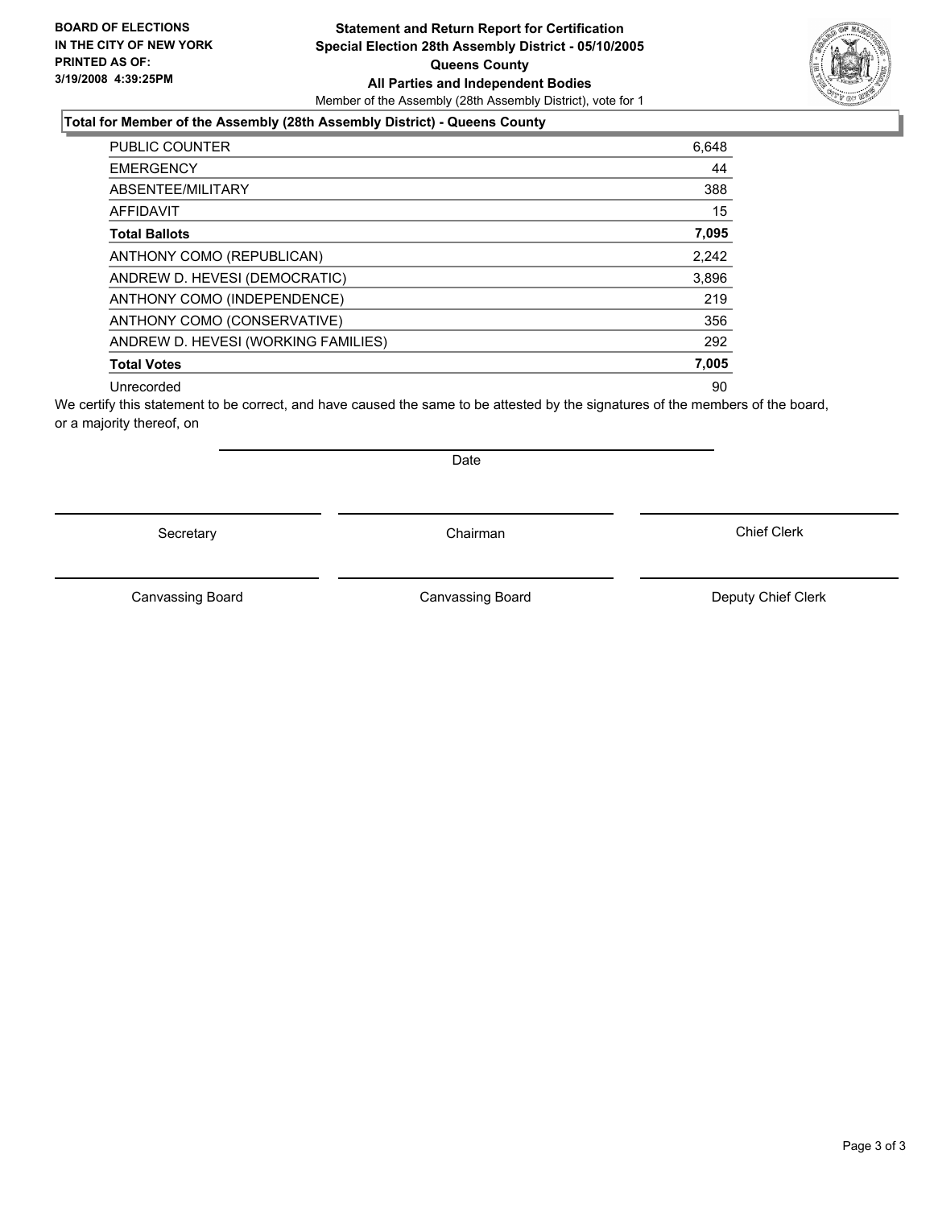**BOARD OF ELECTIONS IN THE CITY OF NEW YORK PRINTED AS OF: 3/19/2008 4:39:25PM**

**Statement and Return Report for Certification**
**Special Election 28th Assembly District - 05/10/2005**
**Queens County**
**All Parties and Independent Bodies**
Member of the Assembly (28th Assembly District), vote for 1

**Total for Member of the Assembly (28th Assembly District) - Queens County**

| | |
|---|---|
| PUBLIC COUNTER | 6,648 |
| EMERGENCY | 44 |
| ABSENTEE/MILITARY | 388 |
| AFFIDAVIT | 15 |
| **Total Ballots** | **7,095** |
| ANTHONY COMO (REPUBLICAN) | 2,242 |
| ANDREW D. HEVESI (DEMOCRATIC) | 3,896 |
| ANTHONY COMO (INDEPENDENCE) | 219 |
| ANTHONY COMO (CONSERVATIVE) | 356 |
| ANDREW D. HEVESI (WORKING FAMILIES) | 292 |
| **Total Votes** | **7,005** |
| Unrecorded | 90 |

We certify this statement to be correct, and have caused the same to be attested by the signatures of the members of the board, or a majority thereof, on

Date

Secretary

Chairman

Chief Clerk

Canvassing Board

Canvassing Board

Deputy Chief Clerk